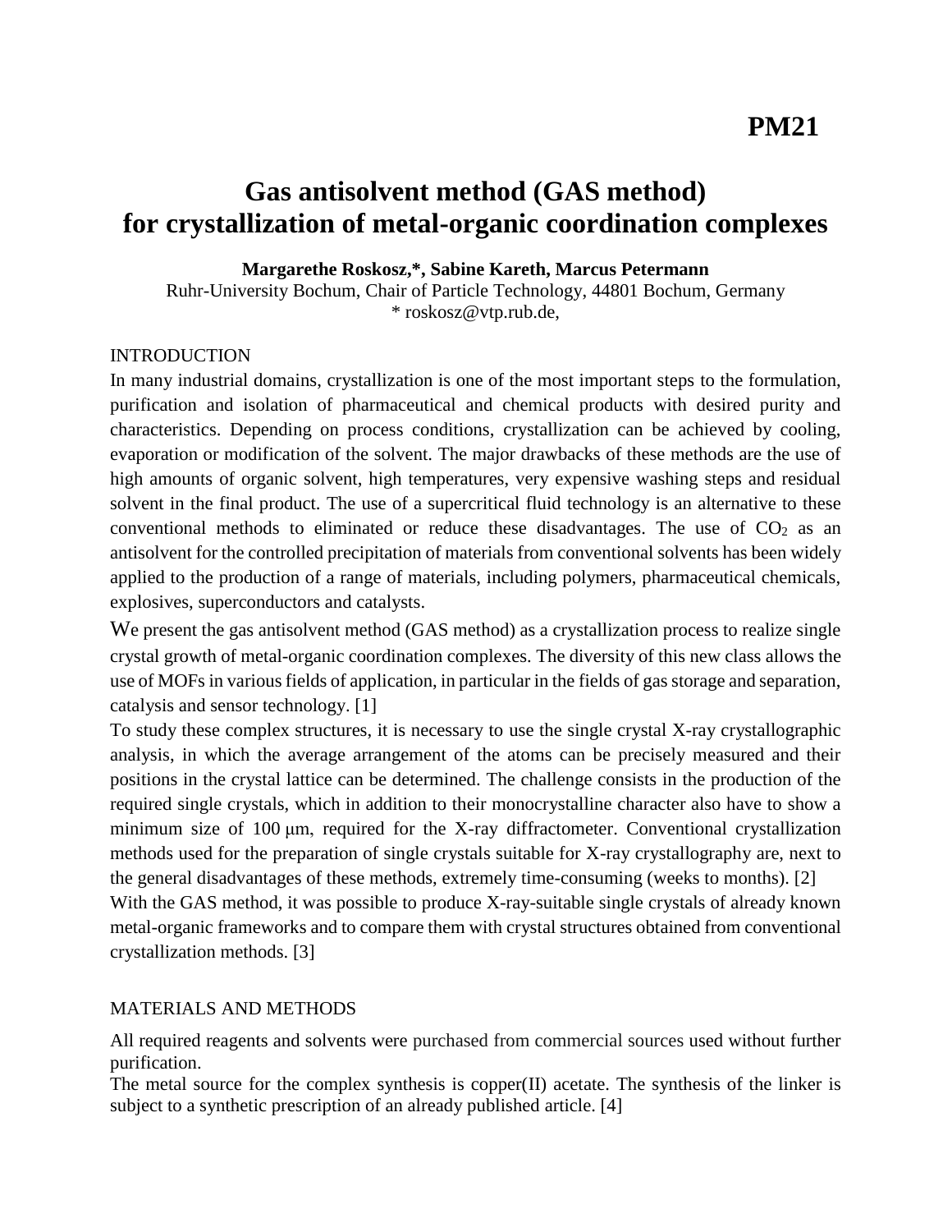**PM21**

# Gas antisolvent method (GAS method) for crystallization of metal-organic coordination complexes

**Margarethe Roskosz,\*, Sabine Kareth, Marcus Petermann**

Ruhr-University Bochum, Chair of Particle Technology, 44801 Bochum, Germany

\* roskosz@vtp.rub.de,

## INTRODUCTION

In many industrial domains, crystallization is one of the most important steps to the formulation, purification and isolation of pharmaceutical and chemical products with desired purity and characteristics. Depending on process conditions, crystallization can be achieved by cooling, evaporation or modification of the solvent. The major drawbacks of these methods are the use of high amounts of organic solvent, high temperatures, very expensive washing steps and residual solvent in the final product. The use of a supercritical fluid technology is an alternative to these conventional methods to eliminated or reduce these disadvantages. The use of $CO_2$ as an antisolvent for the controlled precipitation of materials from conventional solvents has been widely applied to the production of a range of materials, including polymers, pharmaceutical chemicals, explosives, superconductors and catalysts.

We present the gas antisolvent method (GAS method) as a crystallization process to realize single crystal growth of metal-organic coordination complexes. The diversity of this new class allows the use of MOFs in various fields of application, in particular in the fields of gas storage and separation, catalysis and sensor technology. [1]

To study these complex structures, it is necessary to use the single crystal X-ray crystallographic analysis, in which the average arrangement of the atoms can be precisely measured and their positions in the crystal lattice can be determined. The challenge consists in the production of the required single crystals, which in addition to their monocrystalline character also have to show a minimum size of 100 μm, required for the X-ray diffractometer. Conventional crystallization methods used for the preparation of single crystals suitable for X-ray crystallography are, next to the general disadvantages of these methods, extremely time-consuming (weeks to months). [2]

With the GAS method, it was possible to produce X-ray-suitable single crystals of already known metal-organic frameworks and to compare them with crystal structures obtained from conventional crystallization methods. [3]

## MATERIALS AND METHODS

All required reagents and solvents were purchased from commercial sources used without further purification.

The metal source for the complex synthesis is copper(II) acetate. The synthesis of the linker is subject to a synthetic prescription of an already published article. [4]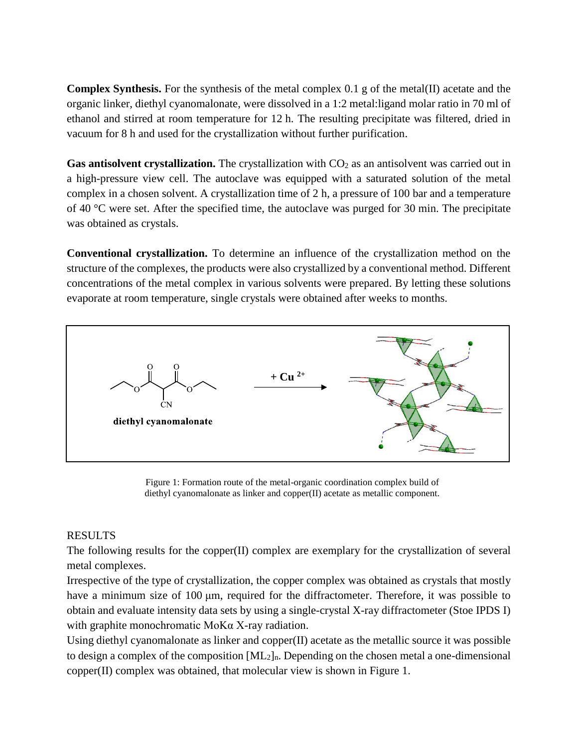**Complex Synthesis.** For the synthesis of the metal complex 0.1 g of the metal(II) acetate and the organic linker, diethyl cyanomalonate, were dissolved in a 1:2 metal:ligand molar ratio in 70 ml of ethanol and stirred at room temperature for 12 h. The resulting precipitate was filtered, dried in vacuum for 8 h and used for the crystallization without further purification.

**Gas antisolvent crystallization.** The crystallization with $CO_2$ as an antisolvent was carried out in a high-pressure view cell. The autoclave was equipped with a saturated solution of the metal complex in a chosen solvent. A crystallization time of 2 h, a pressure of 100 bar and a temperature of 40 °C were set. After the specified time, the autoclave was purged for 30 min. The precipitate was obtained as crystals.

**Conventional crystallization.** To determine an influence of the crystallization method on the structure of the complexes, the products were also crystallized by a conventional method. Different concentrations of the metal complex in various solvents were prepared. By letting these solutions evaporate at room temperature, single crystals were obtained after weeks to months.

Figure 1: Formation route of the metal-organic coordination complex build of diethyl cyanomalonate as linker and copper(II) acetate as metallic component.

RESULTS

The following results for the copper(II) complex are exemplary for the crystallization of several metal complexes.

Irrespective of the type of crystallization, the copper complex was obtained as crystals that mostly have a minimum size of 100 μm, required for the diffractometer. Therefore, it was possible to obtain and evaluate intensity data sets by using a single-crystal X-ray diffractometer (Stoe IPDS I) with graphite monochromatic MoKα X-ray radiation.

Using diethyl cyanomalonate as linker and copper(II) acetate as the metallic source it was possible to design a complex of the composition $[ML_2]_n$. Depending on the chosen metal a one-dimensional copper(II) complex was obtained, that molecular view is shown in Figure 1.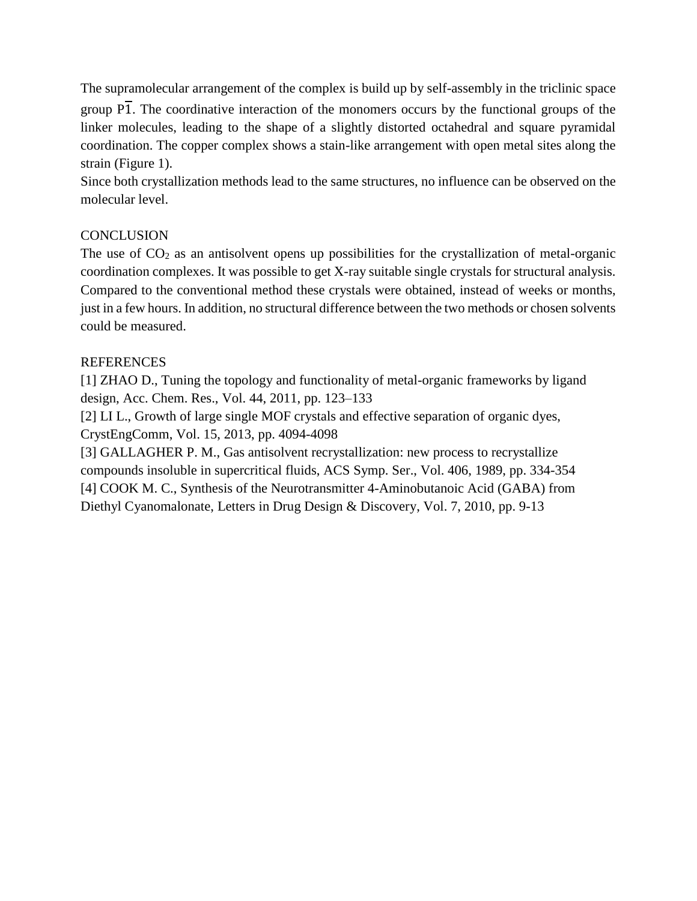The supramolecular arrangement of the complex is build up by self-assembly in the triclinic space group $P\overline{1}$. The coordinative interaction of the monomers occurs by the functional groups of the linker molecules, leading to the shape of a slightly distorted octahedral and square pyramidal coordination. The copper complex shows a stain-like arrangement with open metal sites along the strain (Figure 1).

Since both crystallization methods lead to the same structures, no influence can be observed on the molecular level.

## CONCLUSION

The use of $CO_2$ as an antisolvent opens up possibilities for the crystallization of metal-organic coordination complexes. It was possible to get X-ray suitable single crystals for structural analysis. Compared to the conventional method these crystals were obtained, instead of weeks or months, just in a few hours. In addition, no structural difference between the two methods or chosen solvents could be measured.

## REFERENCES

[1] ZHAO D., Tuning the topology and functionality of metal-organic frameworks by ligand design, Acc. Chem. Res., Vol. 44, 2011, pp. 123–133

[2] LI L., Growth of large single MOF crystals and effective separation of organic dyes, CrystEngComm, Vol. 15, 2013, pp. 4094-4098

[3] GALLAGHER P. M., Gas antisolvent recrystallization: new process to recrystallize compounds insoluble in supercritical fluids, ACS Symp. Ser., Vol. 406, 1989, pp. 334-354

[4] COOK M. C., Synthesis of the Neurotransmitter 4-Aminobutanoic Acid (GABA) from Diethyl Cyanomalonate, Letters in Drug Design & Discovery, Vol. 7, 2010, pp. 9-13